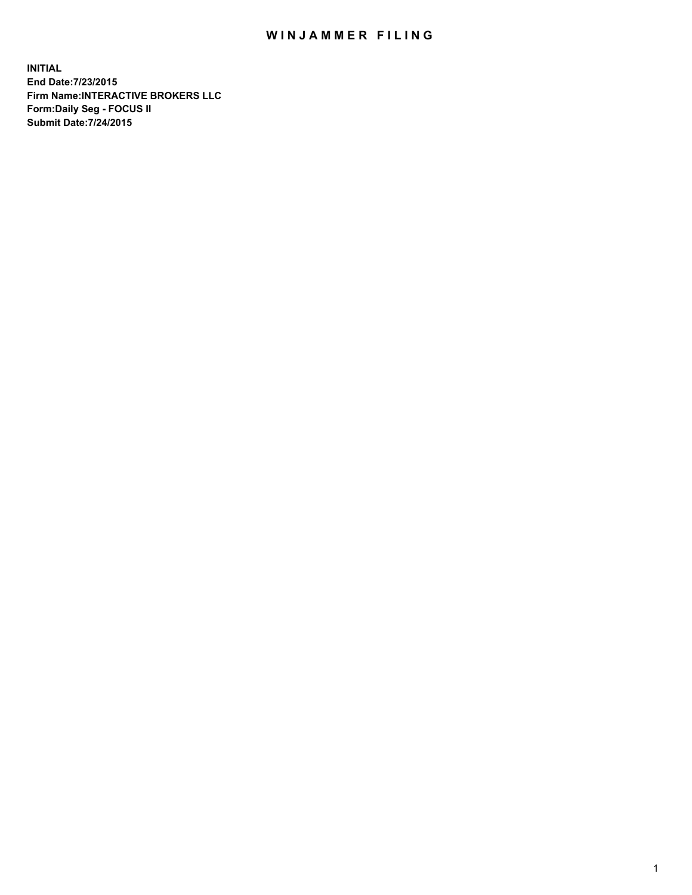# WINJAMMER FILING

**INITIAL**
**End Date:7/23/2015**
**Firm Name:INTERACTIVE BROKERS LLC**
**Form:Daily Seg - FOCUS II**
**Submit Date:7/24/2015**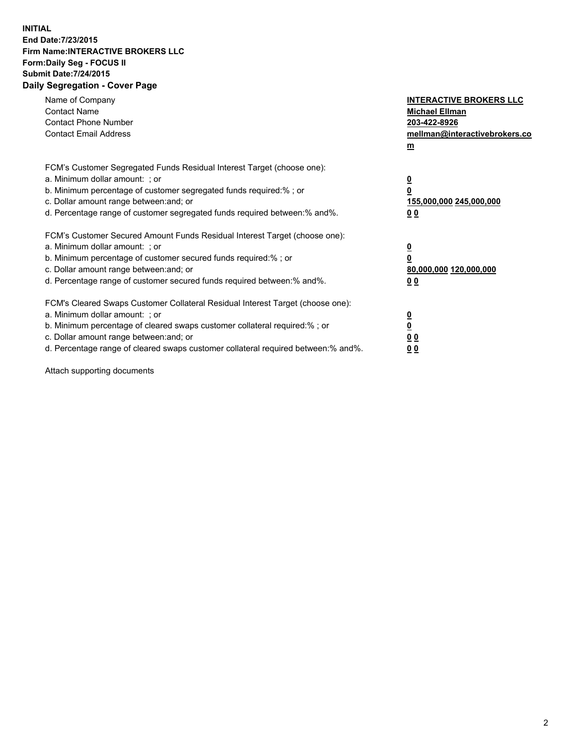**INITIAL**
**End Date:7/23/2015**
**Firm Name:INTERACTIVE BROKERS LLC**
**Form:Daily Seg - FOCUS II**
**Submit Date:7/24/2015**

## Daily Segregation - Cover Page

| | |
|---|---|
| Name of Company | **INTERACTIVE BROKERS LLC** |
| Contact Name | **Michael Ellman** |
| Contact Phone Number | **203-422-8926** |
| Contact Email Address | **mellman@interactivebrokers.com** |

FCM's Customer Segregated Funds Residual Interest Target (choose one):

| | |
|---|---|
| a. Minimum dollar amount: ; or | **0** |
| b. Minimum percentage of customer segregated funds required:% ; or | **0** |
| c. Dollar amount range between:and; or | **155,000,000 245,000,000** |
| d. Percentage range of customer segregated funds required between:% and%. | **0 0** |

FCM's Customer Secured Amount Funds Residual Interest Target (choose one):

| | |
|---|---|
| a. Minimum dollar amount: ; or | **0** |
| b. Minimum percentage of customer secured funds required:% ; or | **0** |
| c. Dollar amount range between:and; or | **80,000,000 120,000,000** |
| d. Percentage range of customer secured funds required between:% and%. | **0 0** |

FCM's Cleared Swaps Customer Collateral Residual Interest Target (choose one):

| | |
|---|---|
| a. Minimum dollar amount: ; or | **0** |
| b. Minimum percentage of cleared swaps customer collateral required:% ; or | **0** |
| c. Dollar amount range between:and; or | **0 0** |
| d. Percentage range of cleared swaps customer collateral required between:% and%. | **0 0** |

Attach supporting documents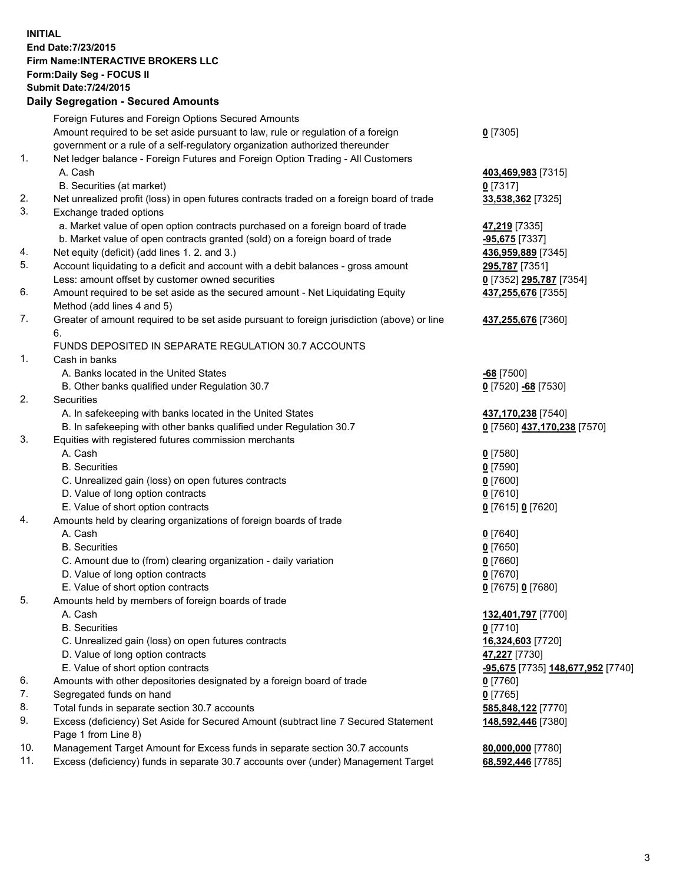**INITIAL**
**End Date:7/23/2015**
**Firm Name:INTERACTIVE BROKERS LLC**
**Form:Daily Seg - FOCUS II**
**Submit Date:7/24/2015**

**Daily Segregation - Secured Amounts**

| | | |
|---|---|---|
| | Foreign Futures and Foreign Options Secured Amounts | |
| | Amount required to be set aside pursuant to law, rule or regulation of a foreign government or a rule of a self-regulatory organization authorized thereunder | **0** [7305] |
| 1. | Net ledger balance - Foreign Futures and Foreign Option Trading - All Customers | |
| | A. Cash | **403,469,983** [7315] |
| | B. Securities (at market) | **0** [7317] |
| 2. | Net unrealized profit (loss) in open futures contracts traded on a foreign board of trade | **33,538,362** [7325] |
| 3. | Exchange traded options | |
| | a. Market value of open option contracts purchased on a foreign board of trade | **47,219** [7335] |
| | b. Market value of open contracts granted (sold) on a foreign board of trade | **-95,675** [7337] |
| 4. | Net equity (deficit) (add lines 1. 2. and 3.) | **436,959,889** [7345] |
| 5. | Account liquidating to a deficit and account with a debit balances - gross amount | **295,787** [7351] |
| | Less: amount offset by customer owned securities | **0** [7352] **295,787** [7354] |
| 6. | Amount required to be set aside as the secured amount - Net Liquidating Equity Method (add lines 4 and 5) | **437,255,676** [7355] |
| 7. | Greater of amount required to be set aside pursuant to foreign jurisdiction (above) or line 6. | **437,255,676** [7360] |
| | FUNDS DEPOSITED IN SEPARATE REGULATION 30.7 ACCOUNTS | |
| 1. | Cash in banks | |
| | A. Banks located in the United States | **-68** [7500] |
| | B. Other banks qualified under Regulation 30.7 | **0** [7520] **-68** [7530] |
| 2. | Securities | |
| | A. In safekeeping with banks located in the United States | **437,170,238** [7540] |
| | B. In safekeeping with other banks qualified under Regulation 30.7 | **0** [7560] **437,170,238** [7570] |
| 3. | Equities with registered futures commission merchants | |
| | A. Cash | **0** [7580] |
| | B. Securities | **0** [7590] |
| | C. Unrealized gain (loss) on open futures contracts | **0** [7600] |
| | D. Value of long option contracts | **0** [7610] |
| | E. Value of short option contracts | **0** [7615] **0** [7620] |
| 4. | Amounts held by clearing organizations of foreign boards of trade | |
| | A. Cash | **0** [7640] |
| | B. Securities | **0** [7650] |
| | C. Amount due to (from) clearing organization - daily variation | **0** [7660] |
| | D. Value of long option contracts | **0** [7670] |
| | E. Value of short option contracts | **0** [7675] **0** [7680] |
| 5. | Amounts held by members of foreign boards of trade | |
| | A. Cash | **132,401,797** [7700] |
| | B. Securities | **0** [7710] |
| | C. Unrealized gain (loss) on open futures contracts | **16,324,603** [7720] |
| | D. Value of long option contracts | **47,227** [7730] |
| | E. Value of short option contracts | **-95,675** [7735] **148,677,952** [7740] |
| 6. | Amounts with other depositories designated by a foreign board of trade | **0** [7760] |
| 7. | Segregated funds on hand | **0** [7765] |
| 8. | Total funds in separate section 30.7 accounts | **585,848,122** [7770] |
| 9. | Excess (deficiency) Set Aside for Secured Amount (subtract line 7 Secured Statement Page 1 from Line 8) | **148,592,446** [7380] |
| 10. | Management Target Amount for Excess funds in separate section 30.7 accounts | **80,000,000** [7780] |
| 11. | Excess (deficiency) funds in separate 30.7 accounts over (under) Management Target | **68,592,446** [7785] |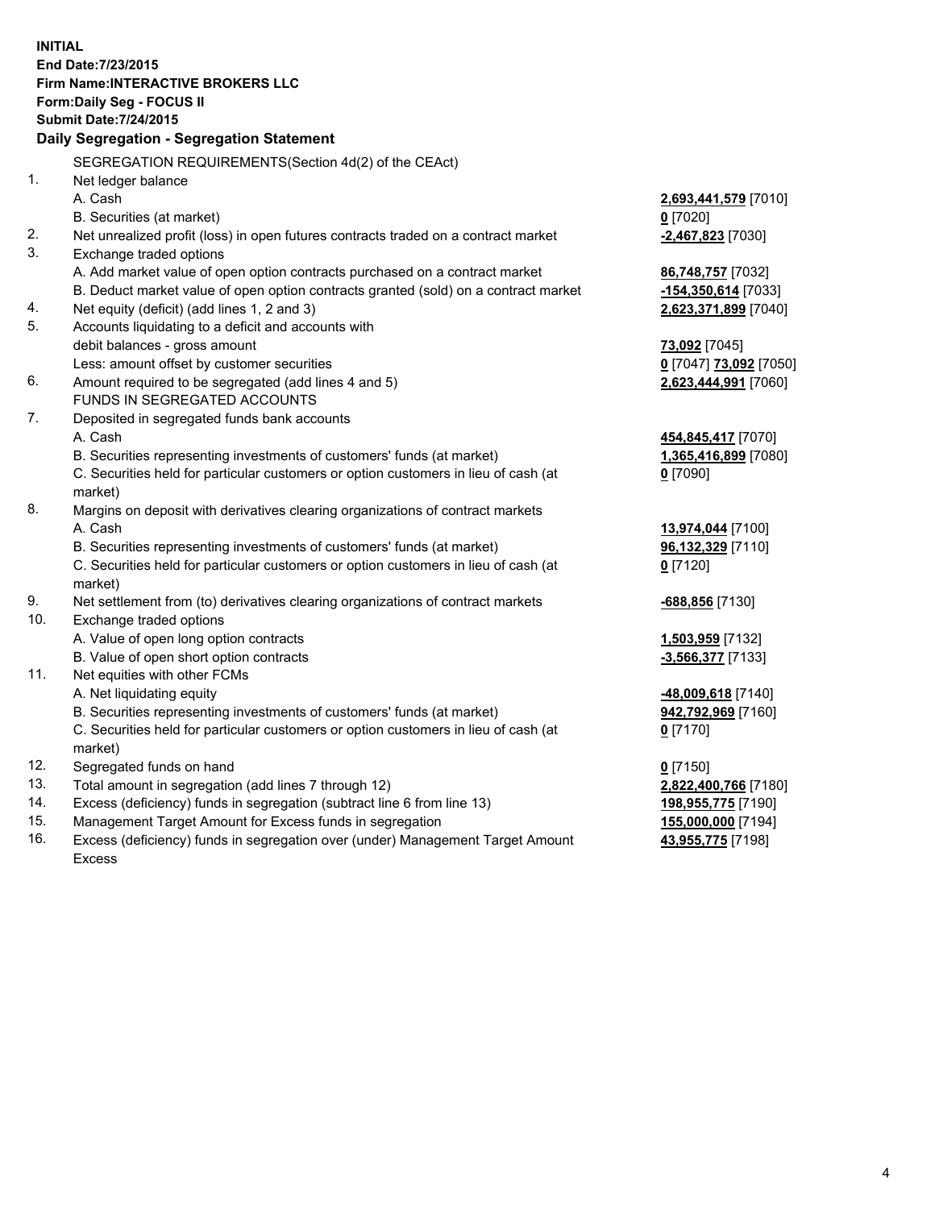**INITIAL**
**End Date:7/23/2015**
**Firm Name:INTERACTIVE BROKERS LLC**
**Form:Daily Seg - FOCUS II**
**Submit Date:7/24/2015**

### Daily Segregation - Segregation Statement

SEGREGATION REQUIREMENTS(Section 4d(2) of the CEAct)

| | | |
|---|---|---|
| 1. | Net ledger balance | |
| | A. Cash | **2,693,441,579** [7010] |
| | B. Securities (at market) | **0** [7020] |
| 2. | Net unrealized profit (loss) in open futures contracts traded on a contract market | **-2,467,823** [7030] |
| 3. | Exchange traded options | |
| | A. Add market value of open option contracts purchased on a contract market | **86,748,757** [7032] |
| | B. Deduct market value of open option contracts granted (sold) on a contract market | **-154,350,614** [7033] |
| 4. | Net equity (deficit) (add lines 1, 2 and 3) | **2,623,371,899** [7040] |
| 5. | Accounts liquidating to a deficit and accounts with | |
| | debit balances - gross amount | **73,092** [7045] |
| | Less: amount offset by customer securities | **0** [7047] **73,092** [7050] |
| 6. | Amount required to be segregated (add lines 4 and 5) | **2,623,444,991** [7060] |
| | FUNDS IN SEGREGATED ACCOUNTS | |
| 7. | Deposited in segregated funds bank accounts | |
| | A. Cash | **454,845,417** [7070] |
| | B. Securities representing investments of customers' funds (at market) | **1,365,416,899** [7080] |
| | C. Securities held for particular customers or option customers in lieu of cash (at market) | **0** [7090] |
| 8. | Margins on deposit with derivatives clearing organizations of contract markets | |
| | A. Cash | **13,974,044** [7100] |
| | B. Securities representing investments of customers' funds (at market) | **96,132,329** [7110] |
| | C. Securities held for particular customers or option customers in lieu of cash (at market) | **0** [7120] |
| 9. | Net settlement from (to) derivatives clearing organizations of contract markets | **-688,856** [7130] |
| 10. | Exchange traded options | |
| | A. Value of open long option contracts | **1,503,959** [7132] |
| | B. Value of open short option contracts | **-3,566,377** [7133] |
| 11. | Net equities with other FCMs | |
| | A. Net liquidating equity | **-48,009,618** [7140] |
| | B. Securities representing investments of customers' funds (at market) | **942,792,969** [7160] |
| | C. Securities held for particular customers or option customers in lieu of cash (at market) | **0** [7170] |
| 12. | Segregated funds on hand | **0** [7150] |
| 13. | Total amount in segregation (add lines 7 through 12) | **2,822,400,766** [7180] |
| 14. | Excess (deficiency) funds in segregation (subtract line 6 from line 13) | **198,955,775** [7190] |
| 15. | Management Target Amount for Excess funds in segregation | **155,000,000** [7194] |
| 16. | Excess (deficiency) funds in segregation over (under) Management Target Amount Excess | **43,955,775** [7198] |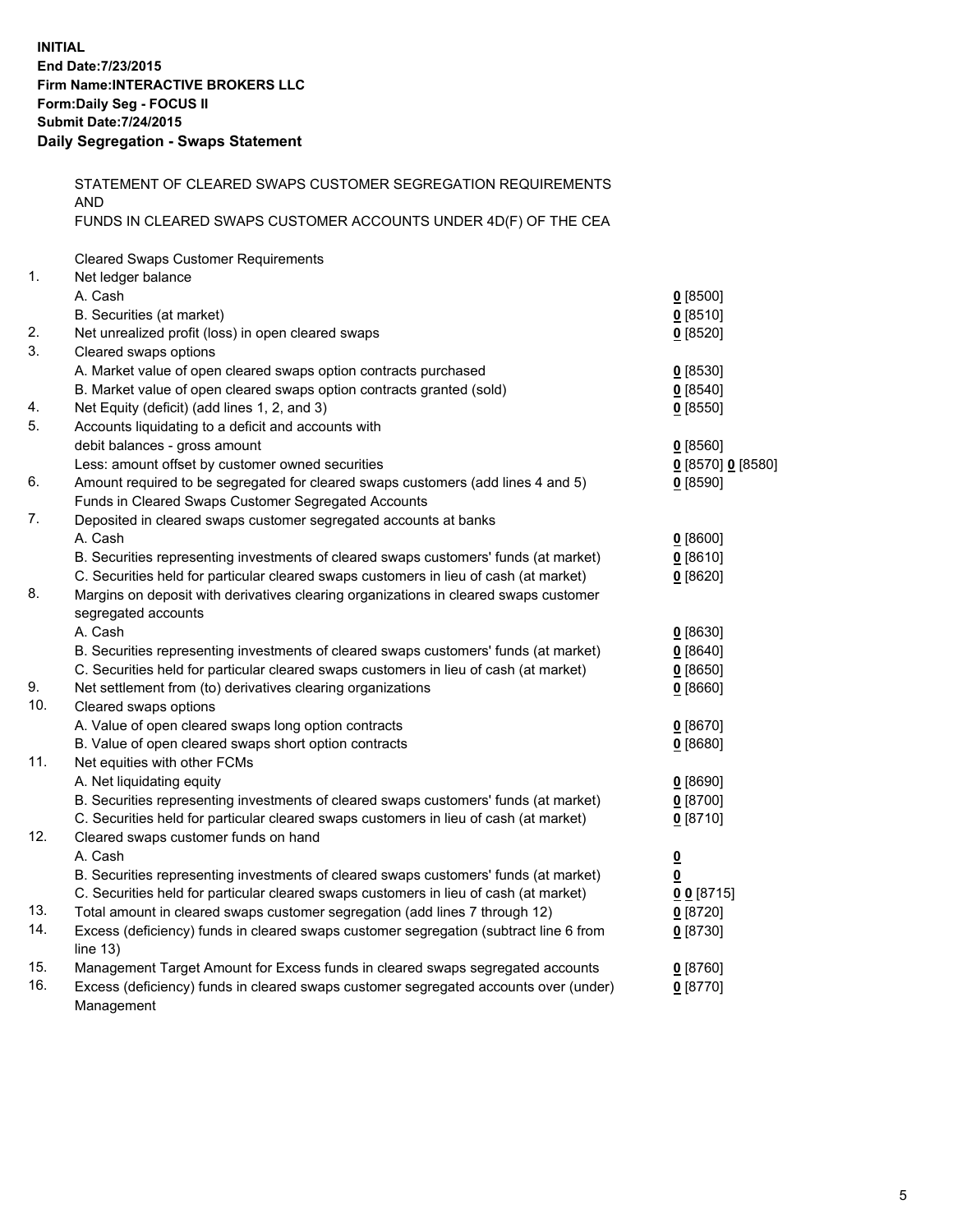**INITIAL**
**End Date:7/23/2015**
**Firm Name:INTERACTIVE BROKERS LLC**
**Form:Daily Seg - FOCUS II**
**Submit Date:7/24/2015**
**Daily Segregation - Swaps Statement**

STATEMENT OF CLEARED SWAPS CUSTOMER SEGREGATION REQUIREMENTS AND FUNDS IN CLEARED SWAPS CUSTOMER ACCOUNTS UNDER 4D(F) OF THE CEA

| | | |
|---|---|---|
| | Cleared Swaps Customer Requirements | |
| 1. | Net ledger balance | |
| | A. Cash | 0 [8500] |
| | B. Securities (at market) | 0 [8510] |
| 2. | Net unrealized profit (loss) in open cleared swaps | 0 [8520] |
| 3. | Cleared swaps options | |
| | A. Market value of open cleared swaps option contracts purchased | 0 [8530] |
| | B. Market value of open cleared swaps option contracts granted (sold) | 0 [8540] |
| 4. | Net Equity (deficit) (add lines 1, 2, and 3) | 0 [8550] |
| 5. | Accounts liquidating to a deficit and accounts with debit balances - gross amount | 0 [8560] |
| | Less: amount offset by customer owned securities | 0 [8570] 0 [8580] |
| 6. | Amount required to be segregated for cleared swaps customers (add lines 4 and 5) | 0 [8590] |
| | Funds in Cleared Swaps Customer Segregated Accounts | |
| 7. | Deposited in cleared swaps customer segregated accounts at banks | |
| | A. Cash | 0 [8600] |
| | B. Securities representing investments of cleared swaps customers' funds (at market) | 0 [8610] |
| | C. Securities held for particular cleared swaps customers in lieu of cash (at market) | 0 [8620] |
| 8. | Margins on deposit with derivatives clearing organizations in cleared swaps customer segregated accounts | |
| | A. Cash | 0 [8630] |
| | B. Securities representing investments of cleared swaps customers' funds (at market) | 0 [8640] |
| | C. Securities held for particular cleared swaps customers in lieu of cash (at market) | 0 [8650] |
| 9. | Net settlement from (to) derivatives clearing organizations | 0 [8660] |
| 10. | Cleared swaps options | |
| | A. Value of open cleared swaps long option contracts | 0 [8670] |
| | B. Value of open cleared swaps short option contracts | 0 [8680] |
| 11. | Net equities with other FCMs | |
| | A. Net liquidating equity | 0 [8690] |
| | B. Securities representing investments of cleared swaps customers' funds (at market) | 0 [8700] |
| | C. Securities held for particular cleared swaps customers in lieu of cash (at market) | 0 [8710] |
| 12. | Cleared swaps customer funds on hand | |
| | A. Cash | 0 |
| | B. Securities representing investments of cleared swaps customers' funds (at market) | 0 |
| | C. Securities held for particular cleared swaps customers in lieu of cash (at market) | 0 0 [8715] |
| 13. | Total amount in cleared swaps customer segregation (add lines 7 through 12) | 0 [8720] |
| 14. | Excess (deficiency) funds in cleared swaps customer segregation (subtract line 6 from line 13) | 0 [8730] |
| 15. | Management Target Amount for Excess funds in cleared swaps segregated accounts | 0 [8760] |
| 16. | Excess (deficiency) funds in cleared swaps customer segregated accounts over (under) Management | 0 [8770] |